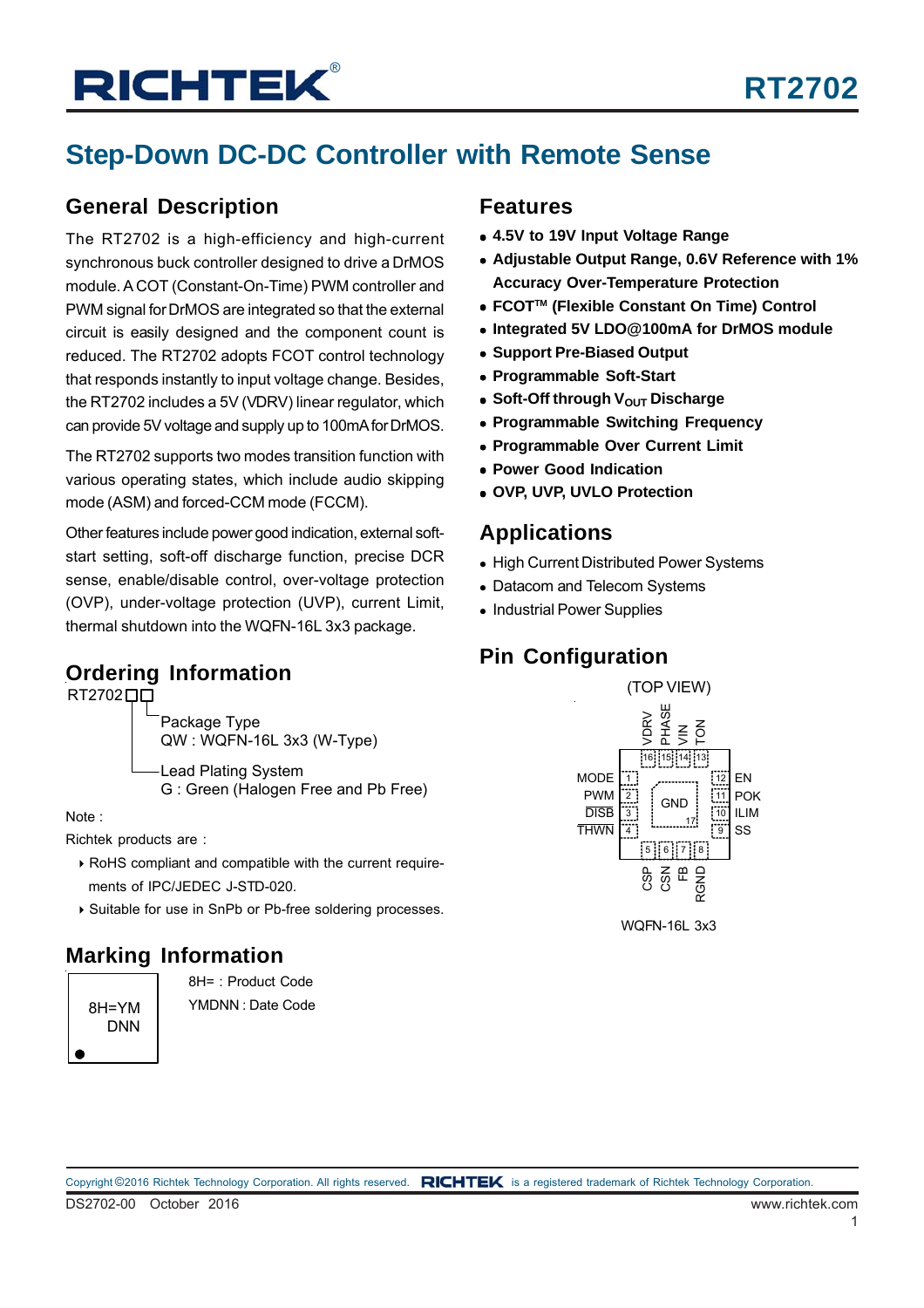# RT2702

## Step-Down DC-DC Controller with Remote Sense

### General Description

The RT2702 is a high-efficiency and high-current synchronous buck controller designed to drive a DrMOS module. A COT (Constant-On-Time) PWM controller and PWM signal for DrMOS are integrated so that the external circuit is easily designed and the component count is reduced. The RT2702 adopts FCOT control technology that responds instantly to input voltage change. Besides, the RT2702 includes a 5V (VDRV) linear regulator, which can provide 5V voltage and supply up to 100mA for DrMOS.

The RT2702 supports two modes transition function with various operating states, which include audio skipping mode (ASM) and forced-CCM mode (FCCM).

Other features include power good indication, external soft-start setting, soft-off discharge function, precise DCR sense, enable/disable control, over-voltage protection (OVP), under-voltage protection (UVP), current Limit, thermal shutdown into the WQFN-16L 3x3 package.

### Ordering Information

RT2702□□

- Package Type
  QW : WQFN-16L 3x3 (W-Type)
- Lead Plating System
  G : Green (Halogen Free and Pb Free)

Note :

Richtek products are :

- RoHS compliant and compatible with the current requirements of IPC/JEDEC J-STD-020.
- Suitable for use in SnPb or Pb-free soldering processes.

### Marking Information

8H=YM
DNN

8H= : Product Code

YMDNN : Date Code

### Features

- **4.5V to 19V Input Voltage Range**
- **Adjustable Output Range, 0.6V Reference with 1% Accuracy Over-Temperature Protection**
- **FCOT™ (Flexible Constant On Time) Control**
- **Integrated 5V LDO@100mA for DrMOS module**
- **Support Pre-Biased Output**
- **Programmable Soft-Start**
- **Soft-Off through $V_{OUT}$ Discharge**
- **Programmable Switching Frequency**
- **Programmable Over Current Limit**
- **Power Good Indication**
- **OVP, UVP, UVLO Protection**

### Applications

- High Current Distributed Power Systems
- Datacom and Telecom Systems
- Industrial Power Supplies

### Pin Configuration

(TOP VIEW)

Top: 16 VDRV, 15 PHASE, 14 VIN, 13 TON
Left: 1 MODE, 2 PWM, 3 DISB, 4 THWN
Right: 12 EN, 11 POK, 10 ILIM, 9 SS
Bottom: 5 CSP, 6 CSN, 7 FB, 8 RGND
Center: GND (17)

WQFN-16L 3x3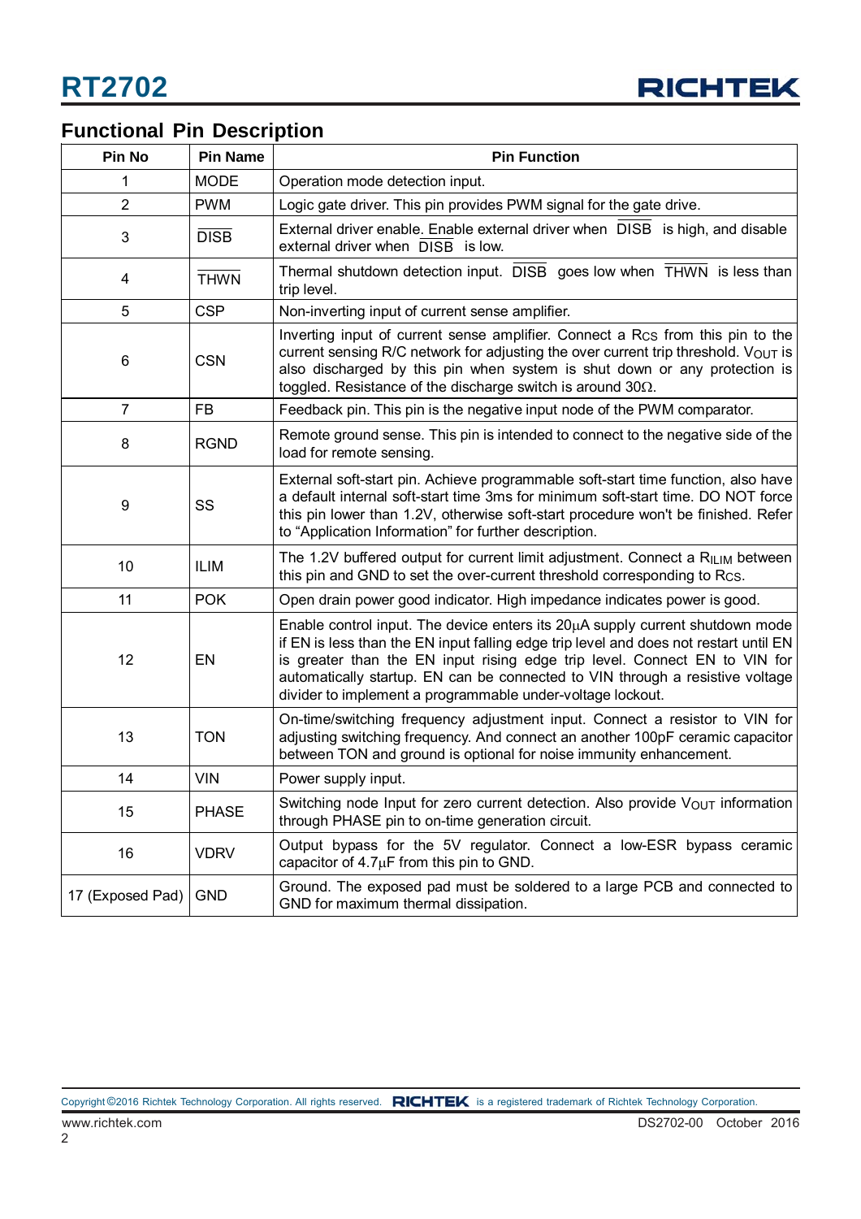## Functional Pin Description

| Pin No | Pin Name | Pin Function |
|---|---|---|
| 1 | MODE | Operation mode detection input. |
| 2 | PWM | Logic gate driver. This pin provides PWM signal for the gate drive. |
| 3 | $\overline{DISB}$ | External driver enable. Enable external driver when $\overline{DISB}$ is high, and disable external driver when $\overline{DISB}$ is low. |
| 4 | $\overline{THWN}$ | Thermal shutdown detection input. $\overline{DISB}$ goes low when $\overline{THWN}$ is less than trip level. |
| 5 | CSP | Non-inverting input of current sense amplifier. |
| 6 | CSN | Inverting input of current sense amplifier. Connect a $R_{CS}$ from this pin to the current sensing R/C network for adjusting the over current trip threshold. $V_{OUT}$ is also discharged by this pin when system is shut down or any protection is toggled. Resistance of the discharge switch is around 30Ω. |
| 7 | FB | Feedback pin. This pin is the negative input node of the PWM comparator. |
| 8 | RGND | Remote ground sense. This pin is intended to connect to the negative side of the load for remote sensing. |
| 9 | SS | External soft-start pin. Achieve programmable soft-start time function, also have a default internal soft-start time 3ms for minimum soft-start time. DO NOT force this pin lower than 1.2V, otherwise soft-start procedure won't be finished. Refer to “Application Information” for further description. |
| 10 | ILIM | The 1.2V buffered output for current limit adjustment. Connect a $R_{ILIM}$ between this pin and GND to set the over-current threshold corresponding to $R_{CS}$. |
| 11 | POK | Open drain power good indicator. High impedance indicates power is good. |
| 12 | EN | Enable control input. The device enters its 20μA supply current shutdown mode if EN is less than the EN input falling edge trip level and does not restart until EN is greater than the EN input rising edge trip level. Connect EN to VIN for automatically startup. EN can be connected to VIN through a resistive voltage divider to implement a programmable under-voltage lockout. |
| 13 | TON | On-time/switching frequency adjustment input. Connect a resistor to VIN for adjusting switching frequency. And connect an another 100pF ceramic capacitor between TON and ground is optional for noise immunity enhancement. |
| 14 | VIN | Power supply input. |
| 15 | PHASE | Switching node Input for zero current detection. Also provide $V_{OUT}$ information through PHASE pin to on-time generation circuit. |
| 16 | VDRV | Output bypass for the 5V regulator. Connect a low-ESR bypass ceramic capacitor of 4.7μF from this pin to GND. |
| 17 (Exposed Pad) | GND | Ground. The exposed pad must be soldered to a large PCB and connected to GND for maximum thermal dissipation. |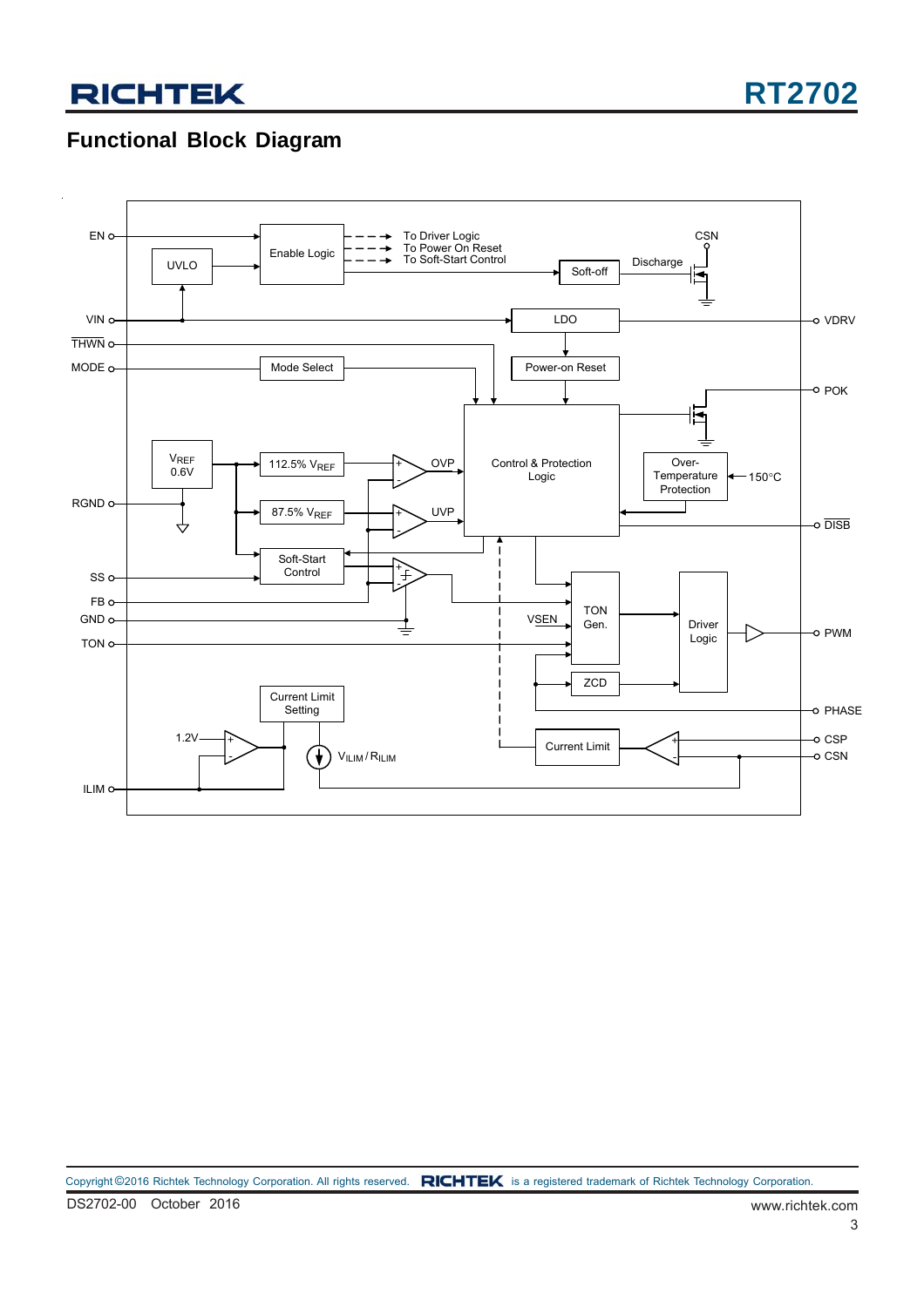## Functional Block Diagram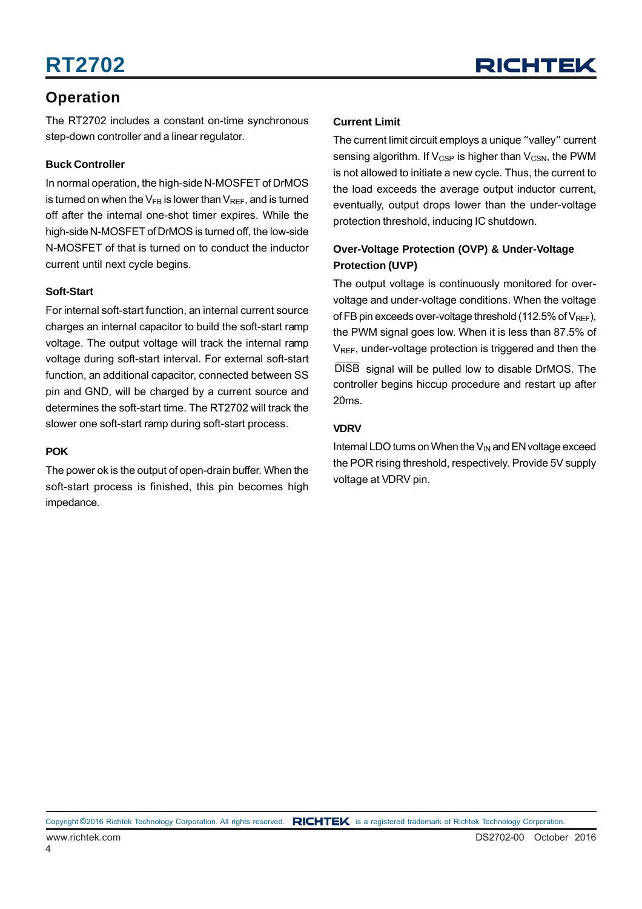## Operation

The RT2702 includes a constant on-time synchronous step-down controller and a linear regulator.

### Buck Controller

In normal operation, the high-side N-MOSFET of DrMOS is turned on when the $V_{FB}$ is lower than $V_{REF}$, and is turned off after the internal one-shot timer expires. While the high-side N-MOSFET of DrMOS is turned off, the low-side N-MOSFET of that is turned on to conduct the inductor current until next cycle begins.

### Soft-Start

For internal soft-start function, an internal current source charges an internal capacitor to build the soft-start ramp voltage. The output voltage will track the internal ramp voltage during soft-start interval. For external soft-start function, an additional capacitor, connected between SS pin and GND, will be charged by a current source and determines the soft-start time. The RT2702 will track the slower one soft-start ramp during soft-start process.

### POK

The power ok is the output of open-drain buffer. When the soft-start process is finished, this pin becomes high impedance.

### Current Limit

The current limit circuit employs a unique "valley" current sensing algorithm. If $V_{CSP}$ is higher than $V_{CSN}$, the PWM is not allowed to initiate a new cycle. Thus, the current to the load exceeds the average output inductor current, eventually, output drops lower than the under-voltage protection threshold, inducing IC shutdown.

### Over-Voltage Protection (OVP) & Under-Voltage Protection (UVP)

The output voltage is continuously monitored for over-voltage and under-voltage conditions. When the voltage of FB pin exceeds over-voltage threshold (112.5% of $V_{REF}$), the PWM signal goes low. When it is less than 87.5% of $V_{REF}$, under-voltage protection is triggered and then the $\overline{DISB}$ signal will be pulled low to disable DrMOS. The controller begins hiccup procedure and restart up after 20ms.

### VDRV

Internal LDO turns on When the $V_{IN}$ and EN voltage exceed the POR rising threshold, respectively. Provide 5V supply voltage at VDRV pin.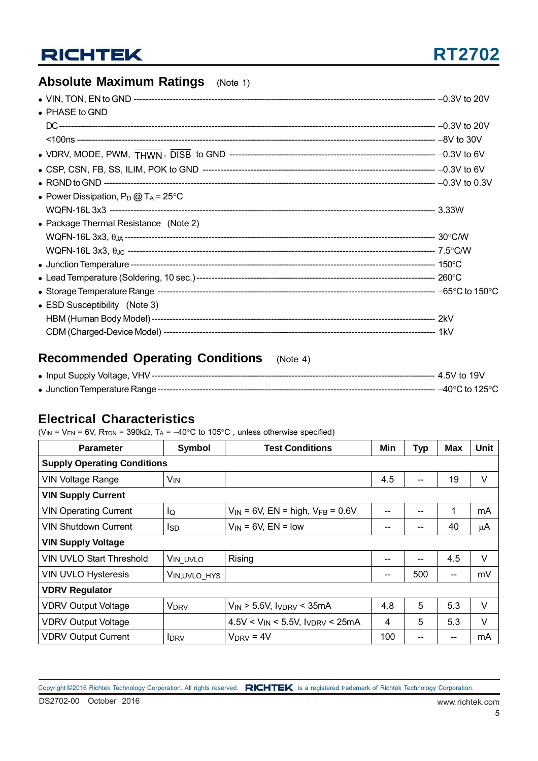## Absolute Maximum Ratings (Note 1)

- VIN, TON, EN to GND ------------------------------------------------------------------------------------ −0.3V to 20V
- PHASE to GND
  - DC ------------------------------------------------------------------------------------ −0.3V to 20V
  - <100ns ------------------------------------------------------------------------------------ −8V to 30V
- VDRV, MODE, PWM, $\overline{\text{THWN}}$, $\overline{\text{DISB}}$ to GND ------------------------------------------------------------------------------------ −0.3V to 6V
- CSP, CSN, FB, SS, ILIM, POK to GND ------------------------------------------------------------------------------------ −0.3V to 6V
- RGND to GND ------------------------------------------------------------------------------------ −0.3V to 0.3V
- Power Dissipation, $P_D$ @ $T_A$ = 25°C
  - WQFN-16L 3x3 ------------------------------------------------------------------------------------ 3.33W
- Package Thermal Resistance (Note 2)
  - WQFN-16L 3x3, $\theta_{JA}$ ------------------------------------------------------------------------------------ 30°C/W
  - WQFN-16L 3x3, $\theta_{JC}$ ------------------------------------------------------------------------------------ 7.5°C/W
- Junction Temperature ------------------------------------------------------------------------------------ 150°C
- Lead Temperature (Soldering, 10 sec.) ------------------------------------------------------------------------------------ 260°C
- Storage Temperature Range ------------------------------------------------------------------------------------ −65°C to 150°C
- ESD Susceptibility (Note 3)
  - HBM (Human Body Model) ------------------------------------------------------------------------------------ 2kV
  - CDM (Charged-Device Model) ------------------------------------------------------------------------------------ 1kV

## Recommended Operating Conditions (Note 4)

- Input Supply Voltage, VHV ------------------------------------------------------------------------------------ 4.5V to 19V
- Junction Temperature Range ------------------------------------------------------------------------------------ −40°C to 125°C

## Electrical Characteristics

($V_{IN}$ = $V_{EN}$ = 6V, $R_{TON}$ = 390kΩ, $T_A$ = −40°C to 105°C , unless otherwise specified)

| Parameter | Symbol | Test Conditions | Min | Typ | Max | Unit |
|---|---|---|---|---|---|---|
| **Supply Operating Conditions** | | | | | | |
| VIN Voltage Range | $V_{IN}$ | | 4.5 | -- | 19 | V |
| **VIN Supply Current** | | | | | | |
| VIN Operating Current | $I_Q$ | $V_{IN}$ = 6V, EN = high, $V_{FB}$ = 0.6V | -- | -- | 1 | mA |
| VIN Shutdown Current | $I_{SD}$ | $V_{IN}$ = 6V, EN = low | -- | -- | 40 | μA |
| **VIN Supply Voltage** | | | | | | |
| VIN UVLO Start Threshold | $V_{IN\_UVLO}$ | Rising | -- | -- | 4.5 | V |
| VIN UVLO Hysteresis | $V_{IN,UVLO\_HYS}$ | | -- | 500 | -- | mV |
| **VDRV Regulator** | | | | | | |
| VDRV Output Voltage | $V_{DRV}$ | $V_{IN}$ > 5.5V, $I_{VDRV}$ < 35mA | 4.8 | 5 | 5.3 | V |
| VDRV Output Voltage | | 4.5V < $V_{IN}$ < 5.5V, $I_{VDRV}$ < 25mA | 4 | 5 | 5.3 | V |
| VDRV Output Current | $I_{DRV}$ | $V_{DRV}$ = 4V | 100 | -- | -- | mA |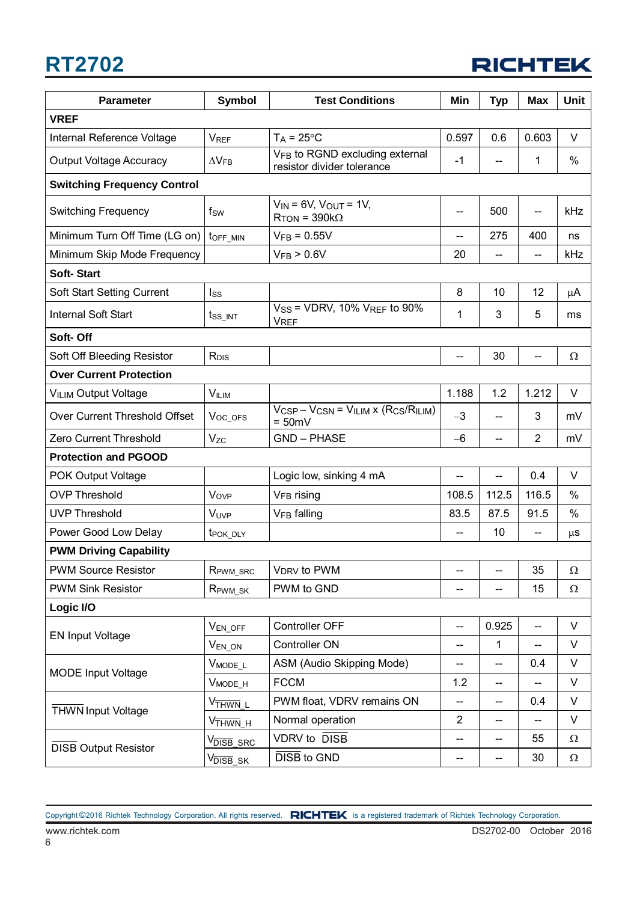| Parameter | Symbol | Test Conditions | Min | Typ | Max | Unit |
|---|---|---|---|---|---|---|
| **VREF** | | | | | | |
| Internal Reference Voltage | $V_{REF}$ | $T_A$ = 25°C | 0.597 | 0.6 | 0.603 | V |
| Output Voltage Accuracy | $\Delta V_{FB}$ | $V_{FB}$ to RGND excluding external resistor divider tolerance | -1 | -- | 1 | % |
| **Switching Frequency Control** | | | | | | |
| Switching Frequency | $f_{SW}$ | $V_{IN}$ = 6V, $V_{OUT}$ = 1V, $R_{TON}$ = 390kΩ | -- | 500 | -- | kHz |
| Minimum Turn Off Time (LG on) | $t_{OFF\_MIN}$ | $V_{FB}$ = 0.55V | -- | 275 | 400 | ns |
| Minimum Skip Mode Frequency | | $V_{FB}$ > 0.6V | 20 | -- | -- | kHz |
| **Soft- Start** | | | | | | |
| Soft Start Setting Current | $I_{SS}$ | | 8 | 10 | 12 | μA |
| Internal Soft Start | $t_{SS\_INT}$ | $V_{SS}$ = VDRV, 10% $V_{REF}$ to 90% $V_{REF}$ | 1 | 3 | 5 | ms |
| **Soft- Off** | | | | | | |
| Soft Off Bleeding Resistor | $R_{DIS}$ | | -- | 30 | -- | Ω |
| **Over Current Protection** | | | | | | |
| $V_{ILIM}$ Output Voltage | $V_{ILIM}$ | | 1.188 | 1.2 | 1.212 | V |
| Over Current Threshold Offset | $V_{OC\_OFS}$ | $V_{CSP} - V_{CSN} = V_{ILIM} \times (R_{CS}/R_{ILIM})$ = 50mV | −3 | -- | 3 | mV |
| Zero Current Threshold | $V_{ZC}$ | GND – PHASE | −6 | -- | 2 | mV |
| **Protection and PGOOD** | | | | | | |
| POK Output Voltage | | Logic low, sinking 4 mA | -- | -- | 0.4 | V |
| OVP Threshold | $V_{OVP}$ | $V_{FB}$ rising | 108.5 | 112.5 | 116.5 | % |
| UVP Threshold | $V_{UVP}$ | $V_{FB}$ falling | 83.5 | 87.5 | 91.5 | % |
| Power Good Low Delay | $t_{POK\_DLY}$ | | -- | 10 | -- | μs |
| **PWM Driving Capability** | | | | | | |
| PWM Source Resistor | $R_{PWM\_SRC}$ | $V_{DRV}$ to PWM | -- | -- | 35 | Ω |
| PWM Sink Resistor | $R_{PWM\_SK}$ | PWM to GND | -- | -- | 15 | Ω |
| **Logic I/O** | | | | | | |
| EN Input Voltage | $V_{EN\_OFF}$ | Controller OFF | -- | 0.925 | -- | V |
| | $V_{EN\_ON}$ | Controller ON | -- | 1 | -- | V |
| MODE Input Voltage | $V_{MODE\_L}$ | ASM (Audio Skipping Mode) | -- | -- | 0.4 | V |
| | $V_{MODE\_H}$ | FCCM | 1.2 | -- | -- | V |
| $\overline{THWN}$ Input Voltage | $V_{\overline{THWN}\_L}$ | PWM float, VDRV remains ON | -- | -- | 0.4 | V |
| | $V_{\overline{THWN}\_H}$ | Normal operation | 2 | -- | -- | V |
| $\overline{DISB}$ Output Resistor | $V_{\overline{DISB}\_SRC}$ | VDRV to $\overline{DISB}$ | -- | -- | 55 | Ω |
| | $V_{\overline{DISB}\_SK}$ | $\overline{DISB}$ to GND | -- | -- | 30 | Ω |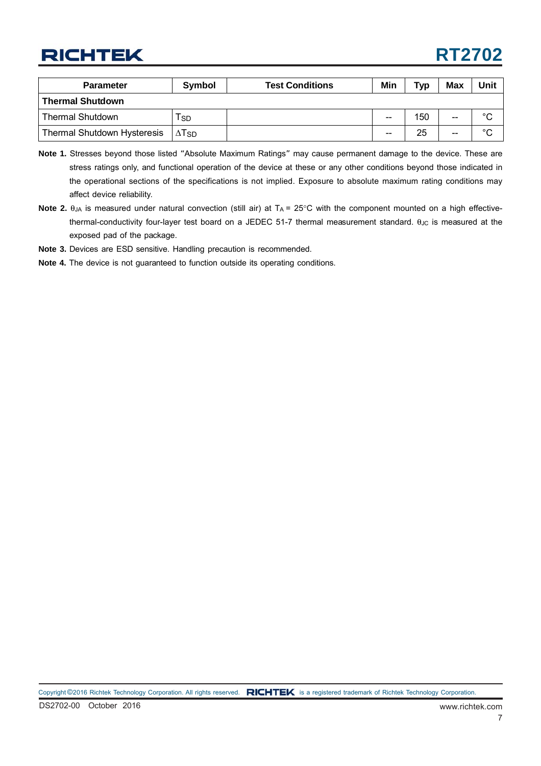| Parameter | Symbol | Test Conditions | Min | Typ | Max | Unit |
|---|---|---|---|---|---|---|
| **Thermal Shutdown** | | | | | | |
| Thermal Shutdown | $T_{SD}$ | | -- | 150 | -- | °C |
| Thermal Shutdown Hysteresis | $\Delta T_{SD}$ | | -- | 25 | -- | °C |

**Note 1.** Stresses beyond those listed "Absolute Maximum Ratings" may cause permanent damage to the device. These are stress ratings only, and functional operation of the device at these or any other conditions beyond those indicated in the operational sections of the specifications is not implied. Exposure to absolute maximum rating conditions may affect device reliability.

**Note 2.** $\theta_{JA}$ is measured under natural convection (still air) at $T_A$ = 25°C with the component mounted on a high effective-thermal-conductivity four-layer test board on a JEDEC 51-7 thermal measurement standard. $\theta_{JC}$ is measured at the exposed pad of the package.

**Note 3.** Devices are ESD sensitive. Handling precaution is recommended.

**Note 4.** The device is not guaranteed to function outside its operating conditions.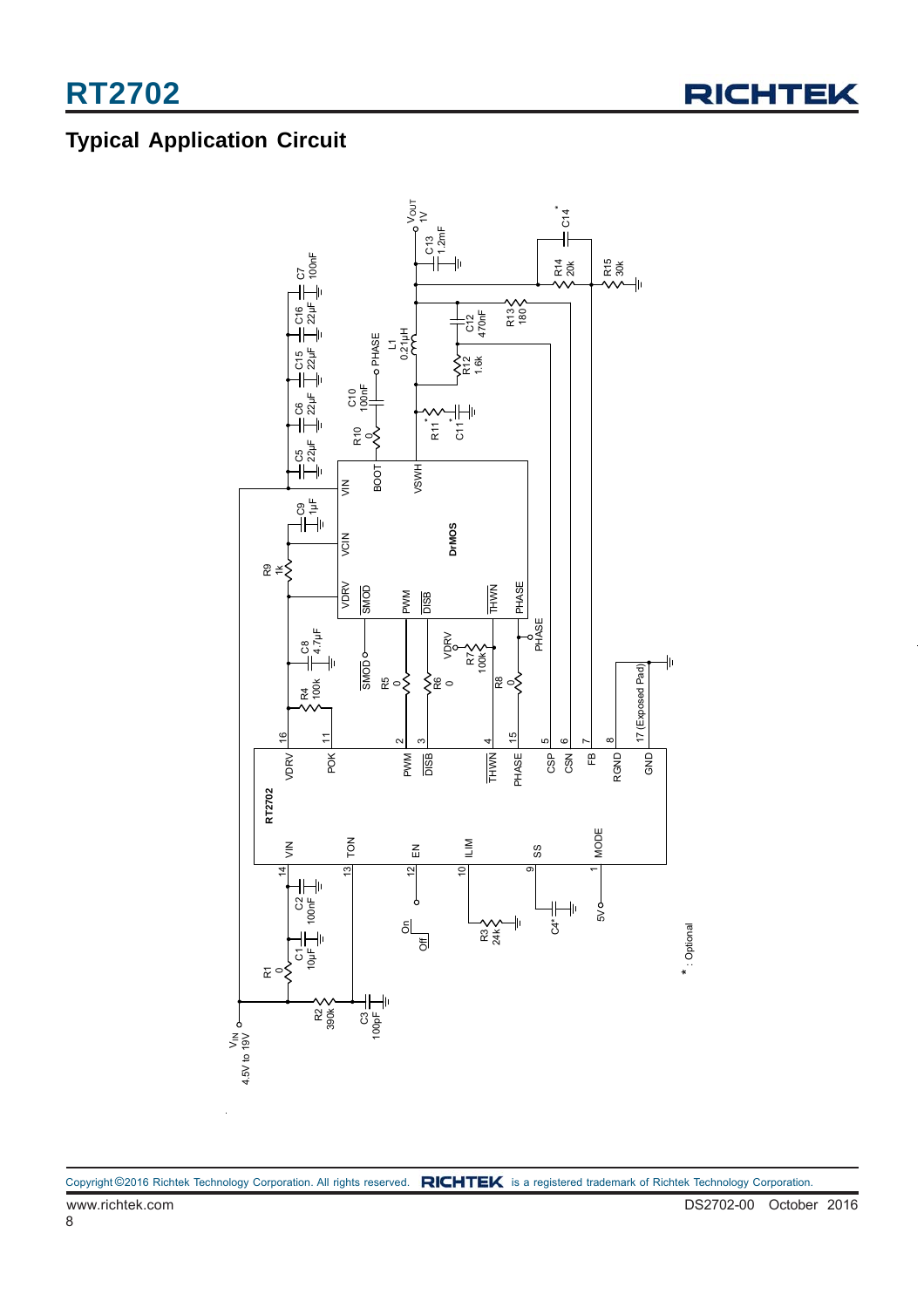## Typical Application Circuit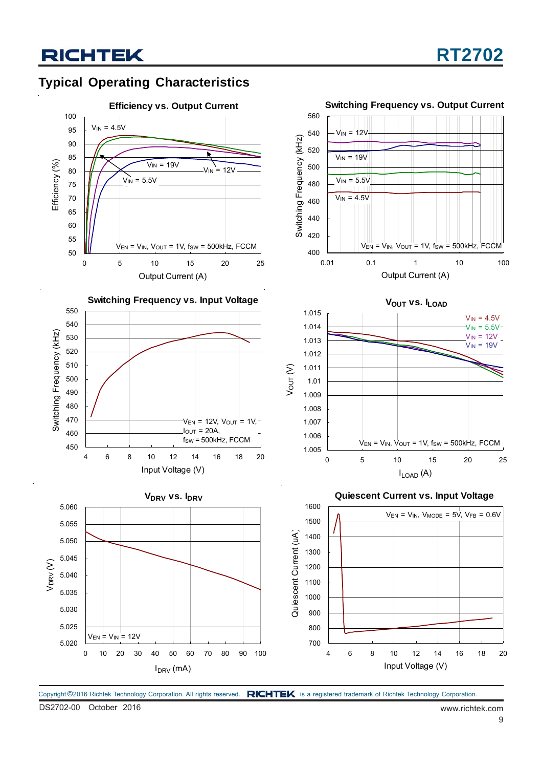## Typical Operating Characteristics

**Efficiency vs. Output Current**

Efficiency (%) vs. Output Current (A); $V_{IN}$ = 4.5V, $V_{IN}$ = 5.5V, $V_{IN}$ = 12V, $V_{IN}$ = 19V; $V_{EN}$ = $V_{IN}$, $V_{OUT}$ = 1V, $f_{SW}$ = 500kHz, FCCM

**Switching Frequency vs. Output Current**

Switching Frequency (kHz) vs. Output Current (A); $V_{IN}$ = 12V, $V_{IN}$ = 19V, $V_{IN}$ = 5.5V, $V_{IN}$ = 4.5V; $V_{EN}$ = $V_{IN}$, $V_{OUT}$ = 1V, $f_{SW}$ = 500kHz, FCCM

**Switching Frequency vs. Input Voltage**

Switching Frequency (kHz) vs. Input Voltage (V); $V_{EN}$ = 12V, $V_{OUT}$ = 1V, $I_{OUT}$ = 20A, $f_{SW}$ = 500kHz, FCCM

**$V_{OUT}$ vs. $I_{LOAD}$**

$V_{OUT}$ (V) vs. $I_{LOAD}$ (A); $V_{IN}$ = 4.5V, $V_{IN}$ = 5.5V, $V_{IN}$ = 12V, $V_{IN}$ = 19V; $V_{EN}$ = $V_{IN}$, $V_{OUT}$ = 1V, $f_{SW}$ = 500kHz, FCCM

**$V_{DRV}$ vs. $I_{DRV}$**

$V_{DRV}$ (V) vs. $I_{DRV}$ (mA); $V_{EN}$ = $V_{IN}$ = 12V

**Quiescent Current vs. Input Voltage**

Quiescent Current (uA) vs. Input Voltage (V); $V_{EN}$ = $V_{IN}$, $V_{MODE}$ = 5V, $V_{FB}$ = 0.6V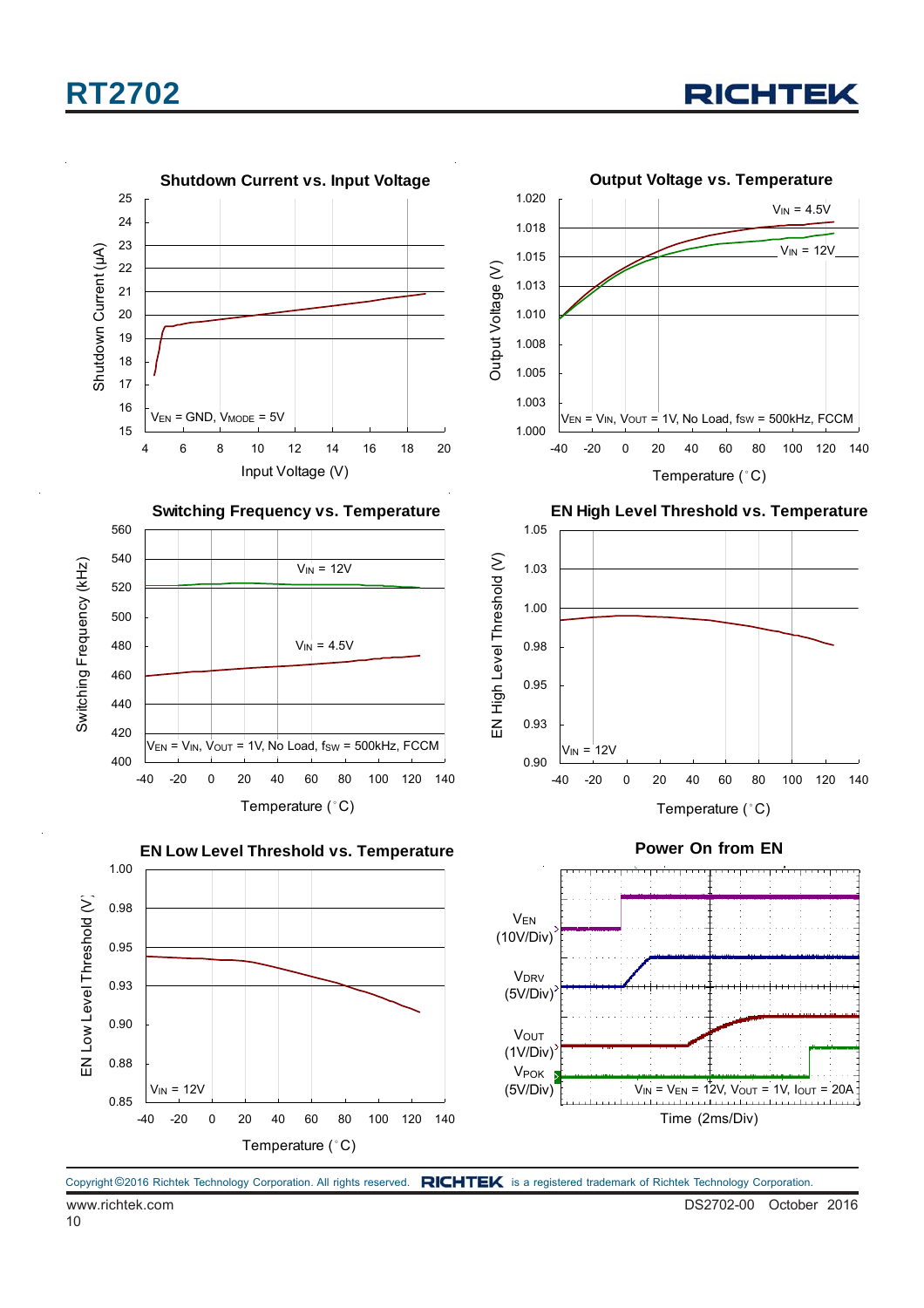**Shutdown Current vs. Input Voltage**

Shutdown Current (μA) vs. Input Voltage (V)

$V_{EN}$ = GND, $V_{MODE}$ = 5V

**Output Voltage vs. Temperature**

Output Voltage (V) vs. Temperature (°C)

$V_{IN}$ = 4.5V, $V_{IN}$ = 12V

$V_{EN}$ = $V_{IN}$, $V_{OUT}$ = 1V, No Load, $f_{SW}$ = 500kHz, FCCM

**Switching Frequency vs. Temperature**

Switching Frequency (kHz) vs. Temperature (°C)

$V_{IN}$ = 12V, $V_{IN}$ = 4.5V

$V_{EN}$ = $V_{IN}$, $V_{OUT}$ = 1V, No Load, $f_{SW}$ = 500kHz, FCCM

**EN High Level Threshold vs. Temperature**

EN High Level Threshold (V) vs. Temperature (°C)

$V_{IN}$ = 12V

**EN Low Level Threshold vs. Temperature**

EN Low Level Threshold (V) vs. Temperature (°C)

$V_{IN}$ = 12V

**Power On from EN**

$V_{EN}$ (10V/Div), $V_{DRV}$ (5V/Div), $V_{OUT}$ (1V/Div), $V_{POK}$ (5V/Div)

$V_{IN}$ = $V_{EN}$ = 12V, $V_{OUT}$ = 1V, $I_{OUT}$ = 20A

Time (2ms/Div)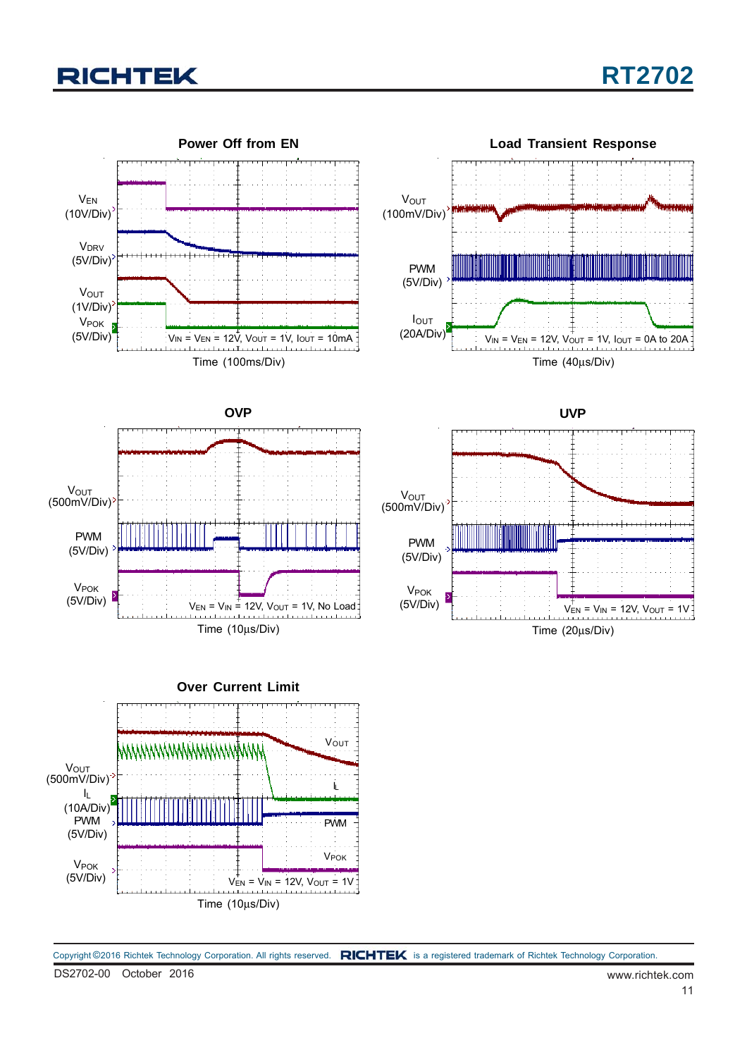**Power Off from EN**

$V_{EN}$ (10V/Div)

$V_{DRV}$ (5V/Div)

$V_{OUT}$ (1V/Div)

$V_{POK}$ (5V/Div)

$V_{IN}$ = $V_{EN}$ = 12V, $V_{OUT}$ = 1V, $I_{OUT}$ = 10mA

Time (100ms/Div)

**Load Transient Response**

$V_{OUT}$ (100mV/Div)

PWM (5V/Div)

$I_{OUT}$ (20A/Div)

$V_{IN}$ = $V_{EN}$ = 12V, $V_{OUT}$ = 1V, $I_{OUT}$ = 0A to 20A

Time (40μs/Div)

**OVP**

$V_{OUT}$ (500mV/Div)

PWM (5V/Div)

$V_{POK}$ (5V/Div)

$V_{EN}$ = $V_{IN}$ = 12V, $V_{OUT}$ = 1V, No Load

Time (10μs/Div)

**UVP**

$V_{OUT}$ (500mV/Div)

PWM (5V/Div)

$V_{POK}$ (5V/Div)

$V_{EN}$ = $V_{IN}$ = 12V, $V_{OUT}$ = 1V

Time (20μs/Div)

**Over Current Limit**

$V_{OUT}$ (500mV/Div)

$I_L$ (10A/Div)

PWM (5V/Div)

$V_{POK}$ (5V/Div)

$V_{EN}$ = $V_{IN}$ = 12V, $V_{OUT}$ = 1V

Time (10μs/Div)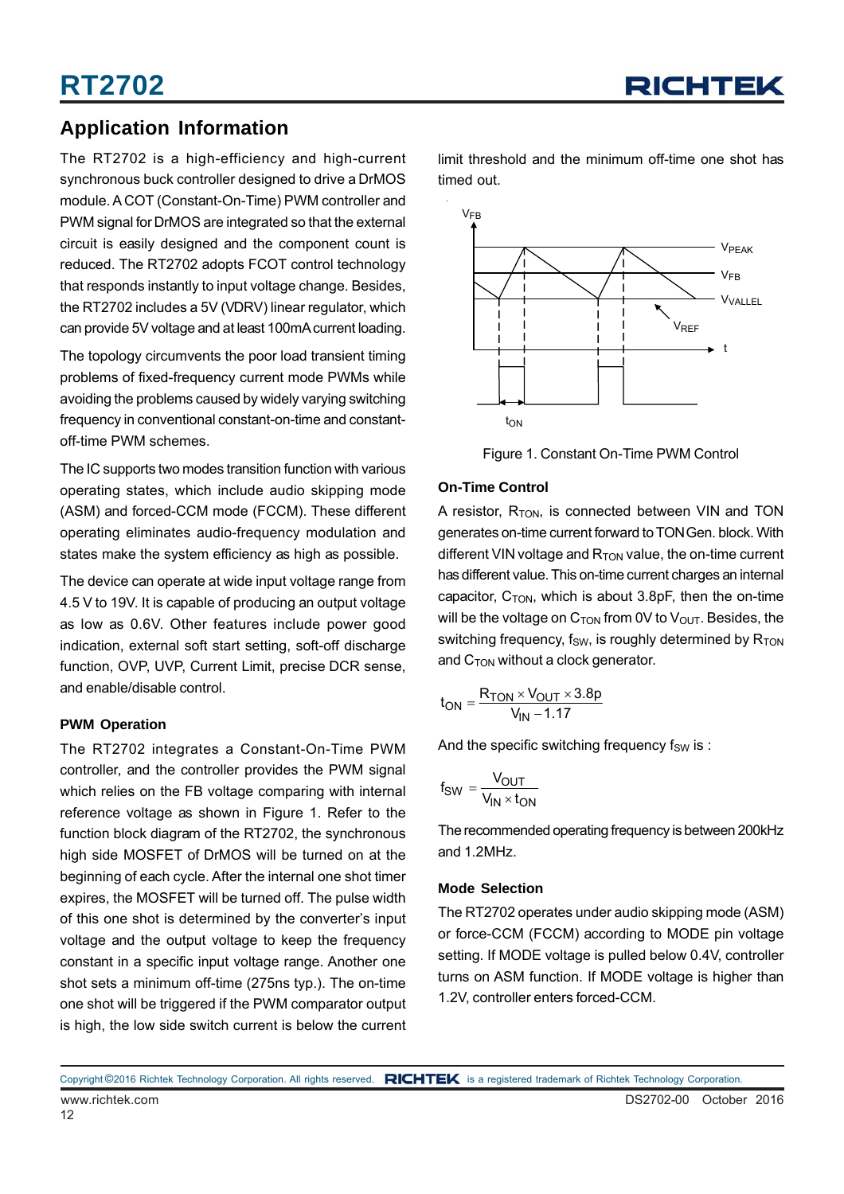## Application Information

The RT2702 is a high-efficiency and high-current synchronous buck controller designed to drive a DrMOS module. A COT (Constant-On-Time) PWM controller and PWM signal for DrMOS are integrated so that the external circuit is easily designed and the component count is reduced. The RT2702 adopts FCOT control technology that responds instantly to input voltage change. Besides, the RT2702 includes a 5V (VDRV) linear regulator, which can provide 5V voltage and at least 100mA current loading.

The topology circumvents the poor load transient timing problems of fixed-frequency current mode PWMs while avoiding the problems caused by widely varying switching frequency in conventional constant-on-time and constant-off-time PWM schemes.

The IC supports two modes transition function with various operating states, which include audio skipping mode (ASM) and forced-CCM mode (FCCM). These different operating eliminates audio-frequency modulation and states make the system efficiency as high as possible.

The device can operate at wide input voltage range from 4.5 V to 19V. It is capable of producing an output voltage as low as 0.6V. Other features include power good indication, external soft start setting, soft-off discharge function, OVP, UVP, Current Limit, precise DCR sense, and enable/disable control.

### PWM Operation

The RT2702 integrates a Constant-On-Time PWM controller, and the controller provides the PWM signal which relies on the FB voltage comparing with internal reference voltage as shown in Figure 1. Refer to the function block diagram of the RT2702, the synchronous high side MOSFET of DrMOS will be turned on at the beginning of each cycle. After the internal one shot timer expires, the MOSFET will be turned off. The pulse width of this one shot is determined by the converter's input voltage and the output voltage to keep the frequency constant in a specific input voltage range. Another one shot sets a minimum off-time (275ns typ.). The on-time one shot will be triggered if the PWM comparator output is high, the low side switch current is below the current limit threshold and the minimum off-time one shot has timed out.

Figure 1. Constant On-Time PWM Control

### On-Time Control

A resistor, $R_{TON}$, is connected between VIN and TON generates on-time current forward to TON Gen. block. With different VIN voltage and $R_{TON}$ value, the on-time current has different value. This on-time current charges an internal capacitor, $C_{TON}$, which is about 3.8pF, then the on-time will be the voltage on $C_{TON}$ from 0V to $V_{OUT}$. Besides, the switching frequency, $f_{SW}$, is roughly determined by $R_{TON}$ and $C_{TON}$ without a clock generator.

$$t_{ON} = \frac{R_{TON} \times V_{OUT} \times 3.8p}{V_{IN} - 1.17}$$

And the specific switching frequency $f_{SW}$ is :

$$f_{SW} = \frac{V_{OUT}}{V_{IN} \times t_{ON}}$$

The recommended operating frequency is between 200kHz and 1.2MHz.

### Mode Selection

The RT2702 operates under audio skipping mode (ASM) or force-CCM (FCCM) according to MODE pin voltage setting. If MODE voltage is pulled below 0.4V, controller turns on ASM function. If MODE voltage is higher than 1.2V, controller enters forced-CCM.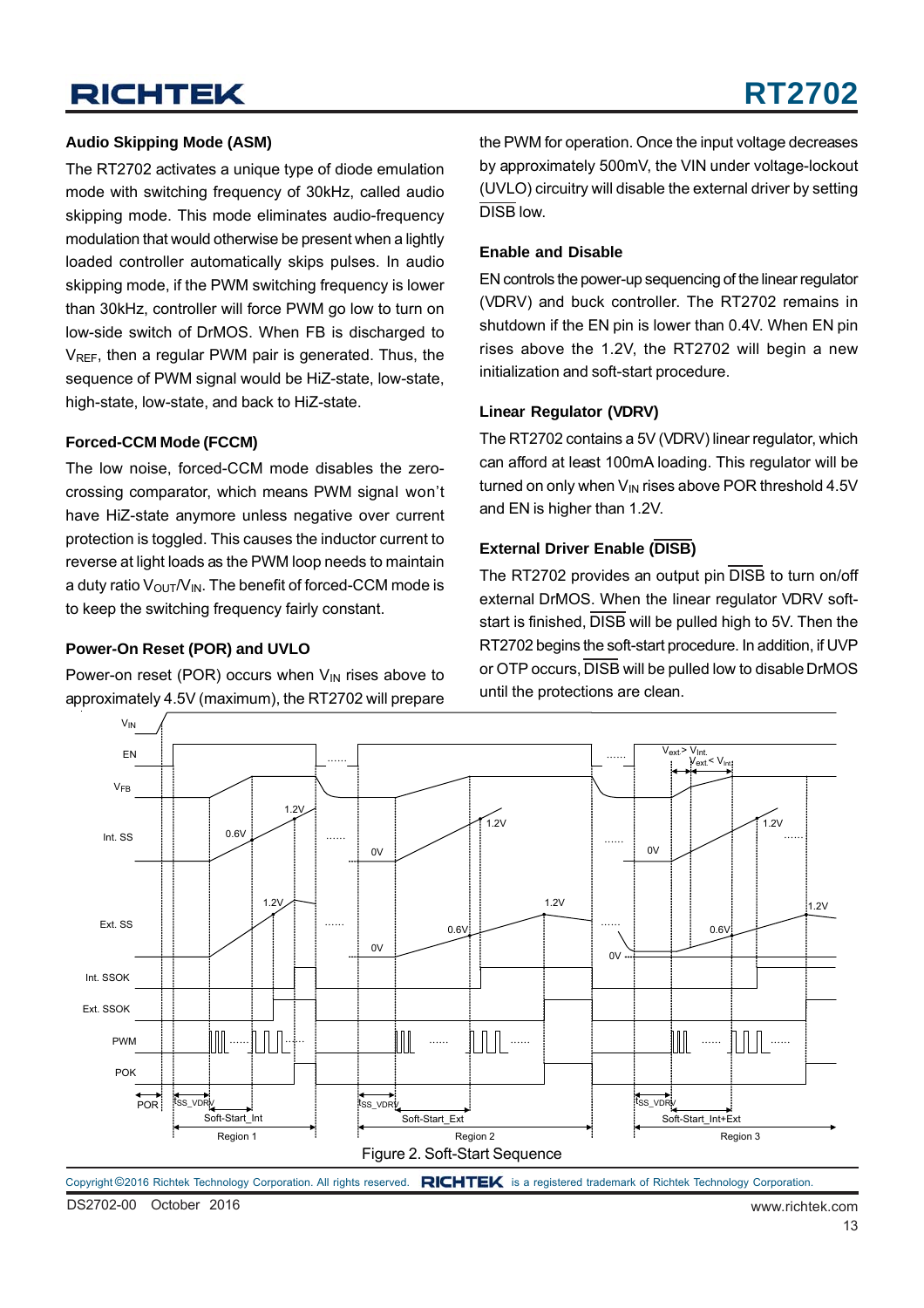### Audio Skipping Mode (ASM)

The RT2702 activates a unique type of diode emulation mode with switching frequency of 30kHz, called audio skipping mode. This mode eliminates audio-frequency modulation that would otherwise be present when a lightly loaded controller automatically skips pulses. In audio skipping mode, if the PWM switching frequency is lower than 30kHz, controller will force PWM go low to turn on low-side switch of DrMOS. When FB is discharged to $V_{REF}$, then a regular PWM pair is generated. Thus, the sequence of PWM signal would be HiZ-state, low-state, high-state, low-state, and back to HiZ-state.

### Forced-CCM Mode (FCCM)

The low noise, forced-CCM mode disables the zero-crossing comparator, which means PWM signal won't have HiZ-state anymore unless negative over current protection is toggled. This causes the inductor current to reverse at light loads as the PWM loop needs to maintain a duty ratio $V_{OUT}/V_{IN}$. The benefit of forced-CCM mode is to keep the switching frequency fairly constant.

### Power-On Reset (POR) and UVLO

Power-on reset (POR) occurs when $V_{IN}$ rises above to approximately 4.5V (maximum), the RT2702 will prepare the PWM for operation. Once the input voltage decreases by approximately 500mV, the VIN under voltage-lockout (UVLO) circuitry will disable the external driver by setting $\overline{\text{DISB}}$ low.

### Enable and Disable

EN controls the power-up sequencing of the linear regulator (VDRV) and buck controller. The RT2702 remains in shutdown if the EN pin is lower than 0.4V. When EN pin rises above the 1.2V, the RT2702 will begin a new initialization and soft-start procedure.

### Linear Regulator (VDRV)

The RT2702 contains a 5V (VDRV) linear regulator, which can afford at least 100mA loading. This regulator will be turned on only when $V_{IN}$ rises above POR threshold 4.5V and EN is higher than 1.2V.

### External Driver Enable ($\overline{\text{DISB}}$)

The RT2702 provides an output pin $\overline{\text{DISB}}$ to turn on/off external DrMOS. When the linear regulator VDRV soft-start is finished, $\overline{\text{DISB}}$ will be pulled high to 5V. Then the RT2702 begins the soft-start procedure. In addition, if UVP or OTP occurs, $\overline{\text{DISB}}$ will be pulled low to disable DrMOS until the protections are clean.

Figure 2. Soft-Start Sequence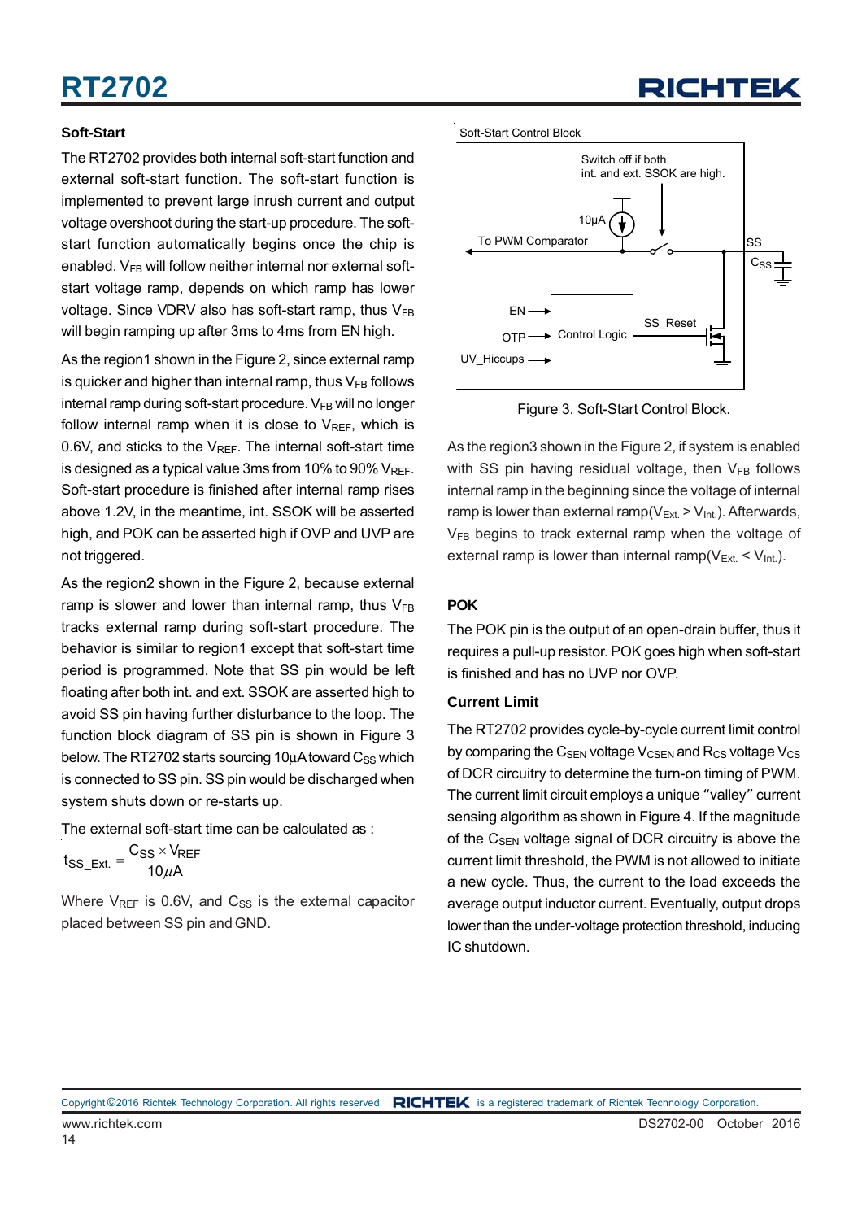## Soft-Start

The RT2702 provides both internal soft-start function and external soft-start function. The soft-start function is implemented to prevent large inrush current and output voltage overshoot during the start-up procedure. The soft-start function automatically begins once the chip is enabled. $V_{FB}$ will follow neither internal nor external soft-start voltage ramp, depends on which ramp has lower voltage. Since VDRV also has soft-start ramp, thus $V_{FB}$ will begin ramping up after 3ms to 4ms from EN high.

As the region1 shown in the Figure 2, since external ramp is quicker and higher than internal ramp, thus $V_{FB}$ follows internal ramp during soft-start procedure. $V_{FB}$ will no longer follow internal ramp when it is close to $V_{REF}$, which is 0.6V, and sticks to the $V_{REF}$. The internal soft-start time is designed as a typical value 3ms from 10% to 90% $V_{REF}$. Soft-start procedure is finished after internal ramp rises above 1.2V, in the meantime, int. SSOK will be asserted high, and POK can be asserted high if OVP and UVP are not triggered.

As the region2 shown in the Figure 2, because external ramp is slower and lower than internal ramp, thus $V_{FB}$ tracks external ramp during soft-start procedure. The behavior is similar to region1 except that soft-start time period is programmed. Note that SS pin would be left floating after both int. and ext. SSOK are asserted high to avoid SS pin having further disturbance to the loop. The function block diagram of SS pin is shown in Figure 3 below. The RT2702 starts sourcing 10μA toward $C_{SS}$ which is connected to SS pin. SS pin would be discharged when system shuts down or re-starts up.

The external soft-start time can be calculated as :

$$t_{SS\_Ext.} = \frac{C_{SS} \times V_{REF}}{10\mu A}$$

Where $V_{REF}$ is 0.6V, and $C_{SS}$ is the external capacitor placed between SS pin and GND.

Soft-Start Control Block

Switch off if both int. and ext. SSOK are high.

10μA

To PWM Comparator

SS

$C_{SS}$

EN

OTP

UV_Hiccups

Control Logic

SS_Reset

Figure 3. Soft-Start Control Block.

As the region3 shown in the Figure 2, if system is enabled with SS pin having residual voltage, then $V_{FB}$ follows internal ramp in the beginning since the voltage of internal ramp is lower than external ramp($V_{Ext.} > V_{Int.}$). Afterwards, $V_{FB}$ begins to track external ramp when the voltage of external ramp is lower than internal ramp($V_{Ext.} < V_{Int.}$).

## POK

The POK pin is the output of an open-drain buffer, thus it requires a pull-up resistor. POK goes high when soft-start is finished and has no UVP nor OVP.

## Current Limit

The RT2702 provides cycle-by-cycle current limit control by comparing the $C_{SEN}$ voltage $V_{CSEN}$ and $R_{CS}$ voltage $V_{CS}$ of DCR circuitry to determine the turn-on timing of PWM. The current limit circuit employs a unique "valley" current sensing algorithm as shown in Figure 4. If the magnitude of the $C_{SEN}$ voltage signal of DCR circuitry is above the current limit threshold, the PWM is not allowed to initiate a new cycle. Thus, the current to the load exceeds the average output inductor current. Eventually, output drops lower than the under-voltage protection threshold, inducing IC shutdown.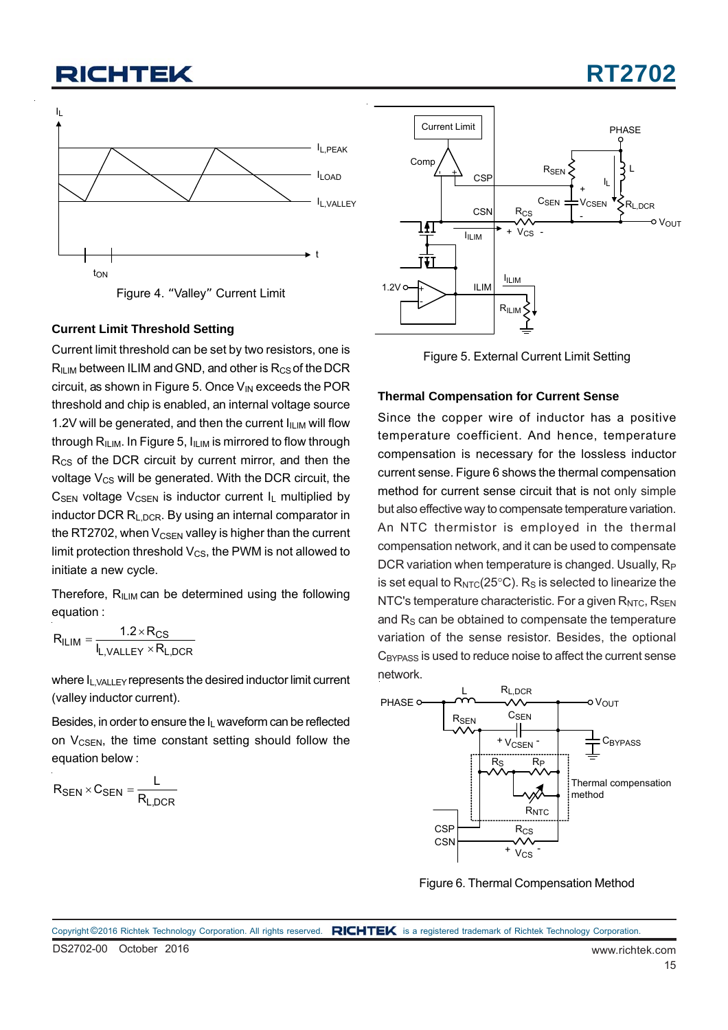Figure 4. "Valley" Current Limit

### Current Limit Threshold Setting

Current limit threshold can be set by two resistors, one is $R_{ILIM}$ between ILIM and GND, and other is $R_{CS}$ of the DCR circuit, as shown in Figure 5. Once $V_{IN}$ exceeds the POR threshold and chip is enabled, an internal voltage source 1.2V will be generated, and then the current $I_{ILIM}$ will flow through $R_{ILIM}$. In Figure 5, $I_{ILIM}$ is mirrored to flow through $R_{CS}$ of the DCR circuit by current mirror, and then the voltage $V_{CS}$ will be generated. With the DCR circuit, the $C_{SEN}$ voltage $V_{CSEN}$ is inductor current $I_L$ multiplied by inductor DCR $R_{L,DCR}$. By using an internal comparator in the RT2702, when $V_{CSEN}$ valley is higher than the current limit protection threshold $V_{CS}$, the PWM is not allowed to initiate a new cycle.

Therefore, $R_{ILIM}$ can be determined using the following equation :

$$R_{ILIM} = \frac{1.2 \times R_{CS}}{I_{L,VALLEY} \times R_{L,DCR}}$$

where $I_{L,VALLEY}$ represents the desired inductor limit current (valley inductor current).

Besides, in order to ensure the $I_L$ waveform can be reflected on $V_{CSEN}$, the time constant setting should follow the equation below :

$$R_{SEN} \times C_{SEN} = \frac{L}{R_{L,DCR}}$$

Figure 5. External Current Limit Setting

### Thermal Compensation for Current Sense

Since the copper wire of inductor has a positive temperature coefficient. And hence, temperature compensation is necessary for the lossless inductor current sense. Figure 6 shows the thermal compensation method for current sense circuit that is not only simple but also effective way to compensate temperature variation. An NTC thermistor is employed in the thermal compensation network, and it can be used to compensate DCR variation when temperature is changed. Usually, $R_P$ is set equal to $R_{NTC}$(25°C). $R_S$ is selected to linearize the NTC's temperature characteristic. For a given $R_{NTC}$, $R_{SEN}$ and $R_S$ can be obtained to compensate the temperature variation of the sense resistor. Besides, the optional $C_{BYPASS}$ is used to reduce noise to affect the current sense network.

Figure 6. Thermal Compensation Method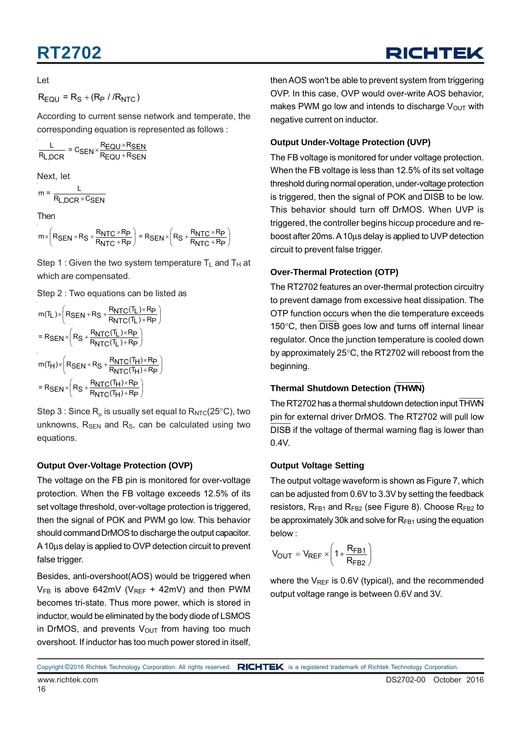Let

$$R_{EQU} = R_S + (R_P // R_{NTC})$$

According to current sense network and temperate, the corresponding equation is represented as follows :

$$\frac{L}{R_{L,DCR}} = C_{SEN} \times \frac{R_{EQU} \times R_{SEN}}{R_{EQU} + R_{SEN}}$$

Next, let

$$m = \frac{L}{R_{L,DCR} \times C_{SEN}}$$

Then

$$m \times \left( R_{SEN} + R_S + \frac{R_{NTC} \times R_P}{R_{NTC} + R_P} \right) = R_{SEN} \times \left( R_S + \frac{R_{NTC} \times R_P}{R_{NTC} + R_P} \right)$$

Step 1 : Given the two system temperature $T_L$ and $T_H$ at which are compensated.

Step 2 : Two equations can be listed as

$$m(T_L) \times \left( R_{SEN} + R_S + \frac{R_{NTC}(T_L) \times R_P}{R_{NTC}(T_L) + R_P} \right)$$

$$= R_{SEN} \times \left( R_S + \frac{R_{NTC}(T_L) \times R_P}{R_{NTC}(T_L) + R_P} \right)$$

$$m(T_H) \times \left( R_{SEN} + R_S + \frac{R_{NTC}(T_H) \times R_P}{R_{NTC}(T_H) + R_P} \right)$$

$$= R_{SEN} \times \left( R_S + \frac{R_{NTC}(T_H) \times R_P}{R_{NTC}(T_H) + R_P} \right)$$

Step 3 : Since $R_p$ is usually set equal to $R_{NTC}(25°C)$, two unknowns, $R_{SEN}$ and $R_S$, can be calculated using two equations.

### Output Over-Voltage Protection (OVP)

The voltage on the FB pin is monitored for over-voltage protection. When the FB voltage exceeds 12.5% of its set voltage threshold, over-voltage protection is triggered, then the signal of POK and PWM go low. This behavior should command DrMOS to discharge the output capacitor. A 10μs delay is applied to OVP detection circuit to prevent false trigger.

Besides, anti-overshoot(AOS) would be triggered when $V_{FB}$ is above 642mV ($V_{REF}$ + 42mV) and then PWM becomes tri-state. Thus more power, which is stored in inductor, would be eliminated by the body diode of LSMOS in DrMOS, and prevents $V_{OUT}$ from having too much overshoot. If inductor has too much power stored in itself, then AOS won't be able to prevent system from triggering OVP. In this case, OVP would over-write AOS behavior, makes PWM go low and intends to discharge $V_{OUT}$ with negative current on inductor.

### Output Under-Voltage Protection (UVP)

The FB voltage is monitored for under voltage protection. When the FB voltage is less than 12.5% of its set voltage threshold during normal operation, under-voltage protection is triggered, then the signal of POK and $\overline{DISB}$ to be low. This behavior should turn off DrMOS. When UVP is triggered, the controller begins hiccup procedure and re-boost after 20ms. A 10μs delay is applied to UVP detection circuit to prevent false trigger.

### Over-Thermal Protection (OTP)

The RT2702 features an over-thermal protection circuitry to prevent damage from excessive heat dissipation. The OTP function occurs when the die temperature exceeds 150°C, then $\overline{DISB}$ goes low and turns off internal linear regulator. Once the junction temperature is cooled down by approximately 25°C, the RT2702 will reboot from the beginning.

### Thermal Shutdown Detection ($\overline{THWN}$)

The RT2702 has a thermal shutdown detection input $\overline{THWN}$ pin for external driver DrMOS. The RT2702 will pull low $\overline{DISB}$ if the voltage of thermal warning flag is lower than 0.4V.

### Output Voltage Setting

The output voltage waveform is shown as Figure 7, which can be adjusted from 0.6V to 3.3V by setting the feedback resistors, $R_{FB1}$ and $R_{FB2}$ (see Figure 8). Choose $R_{FB2}$ to be approximately 30k and solve for $R_{FB1}$ using the equation below :

$$V_{OUT} = V_{REF} \times \left( 1 + \frac{R_{FB1}}{R_{FB2}} \right)$$

where the $V_{REF}$ is 0.6V (typical), and the recommended output voltage range is between 0.6V and 3V.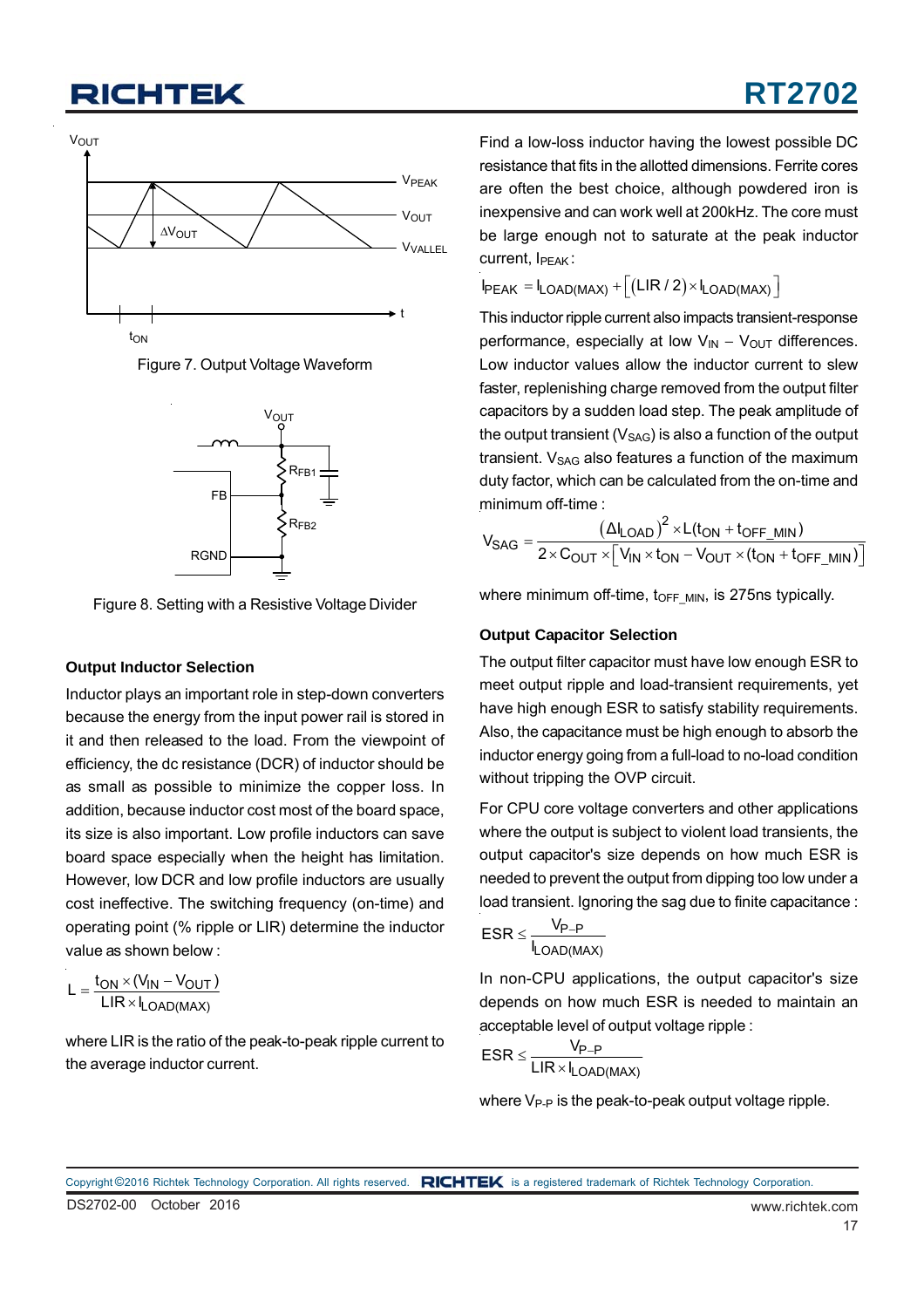Figure 7. Output Voltage Waveform

Figure 8. Setting with a Resistive Voltage Divider

### Output Inductor Selection

Inductor plays an important role in step-down converters because the energy from the input power rail is stored in it and then released to the load. From the viewpoint of efficiency, the dc resistance (DCR) of inductor should be as small as possible to minimize the copper loss. In addition, because inductor cost most of the board space, its size is also important. Low profile inductors can save board space especially when the height has limitation. However, low DCR and low profile inductors are usually cost ineffective. The switching frequency (on-time) and operating point (% ripple or LIR) determine the inductor value as shown below :

$$L = \frac{t_{ON} \times (V_{IN} - V_{OUT})}{LIR \times I_{LOAD(MAX)}}$$

where LIR is the ratio of the peak-to-peak ripple current to the average inductor current.

Find a low-loss inductor having the lowest possible DC resistance that fits in the allotted dimensions. Ferrite cores are often the best choice, although powdered iron is inexpensive and can work well at 200kHz. The core must be large enough not to saturate at the peak inductor current, $I_{PEAK}$ :

$$I_{PEAK} = I_{LOAD(MAX)} + \left[(LIR / 2) \times I_{LOAD(MAX)}\right]$$

This inductor ripple current also impacts transient-response performance, especially at low $V_{IN} - V_{OUT}$ differences. Low inductor values allow the inductor current to slew faster, replenishing charge removed from the output filter capacitors by a sudden load step. The peak amplitude of the output transient ($V_{SAG}$) is also a function of the output transient. $V_{SAG}$ also features a function of the maximum duty factor, which can be calculated from the on-time and minimum off-time :

$$V_{SAG} = \frac{(\Delta I_{LOAD})^2 \times L(t_{ON} + t_{OFF\_MIN})}{2 \times C_{OUT} \times \left[V_{IN} \times t_{ON} - V_{OUT} \times (t_{ON} + t_{OFF\_MIN})\right]}$$

where minimum off-time, $t_{OFF\_MIN}$, is 275ns typically.

### Output Capacitor Selection

The output filter capacitor must have low enough ESR to meet output ripple and load-transient requirements, yet have high enough ESR to satisfy stability requirements. Also, the capacitance must be high enough to absorb the inductor energy going from a full-load to no-load condition without tripping the OVP circuit.

For CPU core voltage converters and other applications where the output is subject to violent load transients, the output capacitor's size depends on how much ESR is needed to prevent the output from dipping too low under a load transient. Ignoring the sag due to finite capacitance :

$$ESR \le \frac{V_{P-P}}{I_{LOAD(MAX)}}$$

In non-CPU applications, the output capacitor's size depends on how much ESR is needed to maintain an acceptable level of output voltage ripple :

$$ESR \le \frac{V_{P-P}}{LIR \times I_{LOAD(MAX)}}$$

where $V_{P-P}$ is the peak-to-peak output voltage ripple.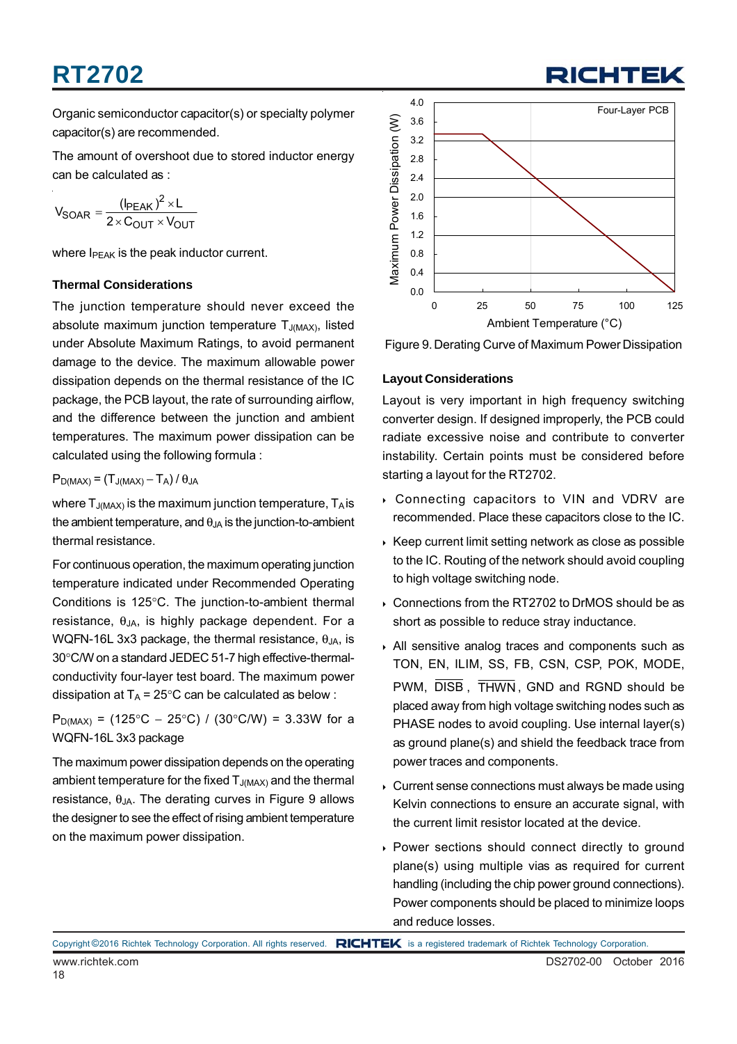Organic semiconductor capacitor(s) or specialty polymer capacitor(s) are recommended.

The amount of overshoot due to stored inductor energy can be calculated as :

$$V_{SOAR} = \frac{(I_{PEAK})^2 \times L}{2 \times C_{OUT} \times V_{OUT}}$$

where $I_{PEAK}$ is the peak inductor current.

### Thermal Considerations

The junction temperature should never exceed the absolute maximum junction temperature $T_{J(MAX)}$, listed under Absolute Maximum Ratings, to avoid permanent damage to the device. The maximum allowable power dissipation depends on the thermal resistance of the IC package, the PCB layout, the rate of surrounding airflow, and the difference between the junction and ambient temperatures. The maximum power dissipation can be calculated using the following formula :

$P_{D(MAX)} = (T_{J(MAX)} - T_A) / \theta_{JA}$

where $T_{J(MAX)}$ is the maximum junction temperature, $T_A$ is the ambient temperature, and $\theta_{JA}$ is the junction-to-ambient thermal resistance.

For continuous operation, the maximum operating junction temperature indicated under Recommended Operating Conditions is 125°C. The junction-to-ambient thermal resistance, $\theta_{JA}$, is highly package dependent. For a WQFN-16L 3x3 package, the thermal resistance, $\theta_{JA}$, is 30°C/W on a standard JEDEC 51-7 high effective-thermal-conductivity four-layer test board. The maximum power dissipation at $T_A$ = 25°C can be calculated as below :

$P_{D(MAX)}$ = (125°C − 25°C) / (30°C/W) = 3.33W for a WQFN-16L 3x3 package

The maximum power dissipation depends on the operating ambient temperature for the fixed $T_{J(MAX)}$ and the thermal resistance, $\theta_{JA}$. The derating curves in Figure 9 allows the designer to see the effect of rising ambient temperature on the maximum power dissipation.

Figure 9. Derating Curve of Maximum Power Dissipation

### Layout Considerations

Layout is very important in high frequency switching converter design. If designed improperly, the PCB could radiate excessive noise and contribute to converter instability. Certain points must be considered before starting a layout for the RT2702.

- Connecting capacitors to VIN and VDRV are recommended. Place these capacitors close to the IC.
- Keep current limit setting network as close as possible to the IC. Routing of the network should avoid coupling to high voltage switching node.
- Connections from the RT2702 to DrMOS should be as short as possible to reduce stray inductance.
- All sensitive analog traces and components such as TON, EN, ILIM, SS, FB, CSN, CSP, POK, MODE, PWM, $\overline{DISB}$, $\overline{THWN}$, GND and RGND should be placed away from high voltage switching nodes such as PHASE nodes to avoid coupling. Use internal layer(s) as ground plane(s) and shield the feedback trace from power traces and components.
- Current sense connections must always be made using Kelvin connections to ensure an accurate signal, with the current limit resistor located at the device.
- Power sections should connect directly to ground plane(s) using multiple vias as required for current handling (including the chip power ground connections). Power components should be placed to minimize loops and reduce losses.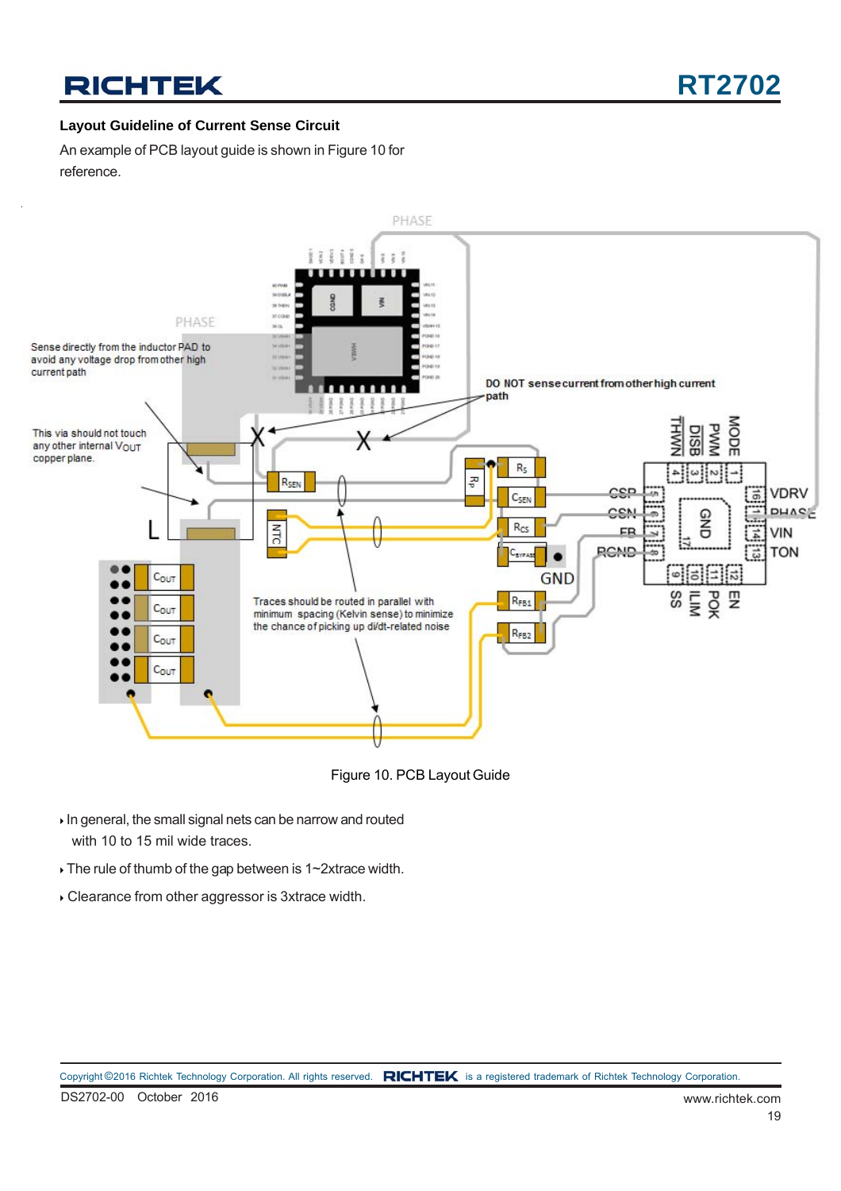### Layout Guideline of Current Sense Circuit

An example of PCB layout guide is shown in Figure 10 for reference.

Figure 10. PCB Layout Guide

- In general, the small signal nets can be narrow and routed with 10 to 15 mil wide traces.
- The rule of thumb of the gap between is 1~2xtrace width.
- Clearance from other aggressor is 3xtrace width.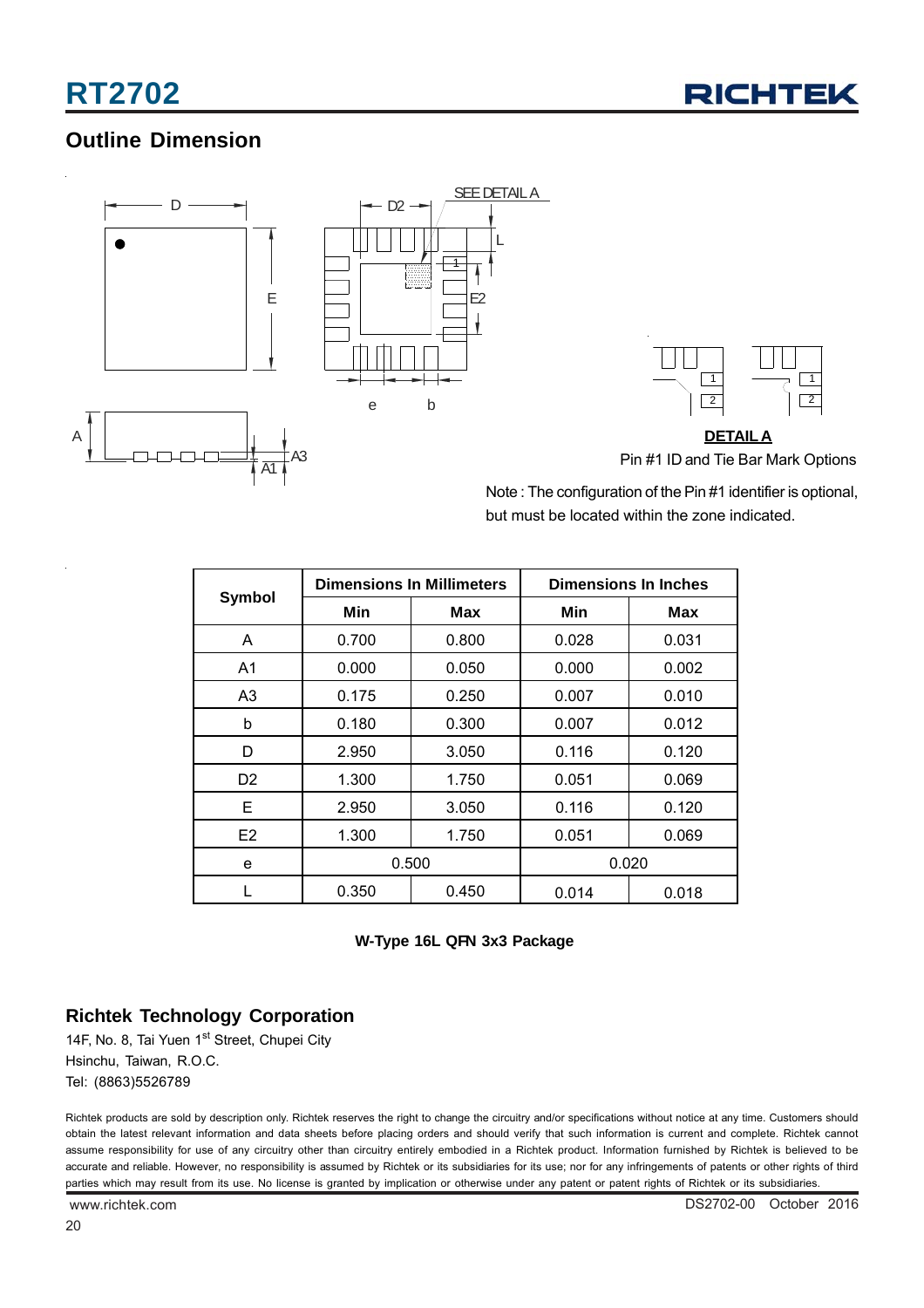## Outline Dimension

DETAIL A

Pin #1 ID and Tie Bar Mark Options

Note : The configuration of the Pin #1 identifier is optional, but must be located within the zone indicated.

| Symbol | Dimensions In Millimeters | | Dimensions In Inches | |
|---|---|---|---|---|
| | Min | Max | Min | Max |
| A | 0.700 | 0.800 | 0.028 | 0.031 |
| A1 | 0.000 | 0.050 | 0.000 | 0.002 |
| A3 | 0.175 | 0.250 | 0.007 | 0.010 |
| b | 0.180 | 0.300 | 0.007 | 0.012 |
| D | 2.950 | 3.050 | 0.116 | 0.120 |
| D2 | 1.300 | 1.750 | 0.051 | 0.069 |
| E | 2.950 | 3.050 | 0.116 | 0.120 |
| E2 | 1.300 | 1.750 | 0.051 | 0.069 |
| e | 0.500 | | 0.020 | |
| L | 0.350 | 0.450 | 0.014 | 0.018 |

**W-Type 16L QFN 3x3 Package**

### Richtek Technology Corporation

14F, No. 8, Tai Yuen 1st Street, Chupei City
Hsinchu, Taiwan, R.O.C.
Tel: (8863)5526789

Richtek products are sold by description only. Richtek reserves the right to change the circuitry and/or specifications without notice at any time. Customers should obtain the latest relevant information and data sheets before placing orders and should verify that such information is current and complete. Richtek cannot assume responsibility for use of any circuitry other than circuitry entirely embodied in a Richtek product. Information furnished by Richtek is believed to be accurate and reliable. However, no responsibility is assumed by Richtek or its subsidiaries for its use; nor for any infringements of patents or other rights of third parties which may result from its use. No license is granted by implication or otherwise under any patent or patent rights of Richtek or its subsidiaries.